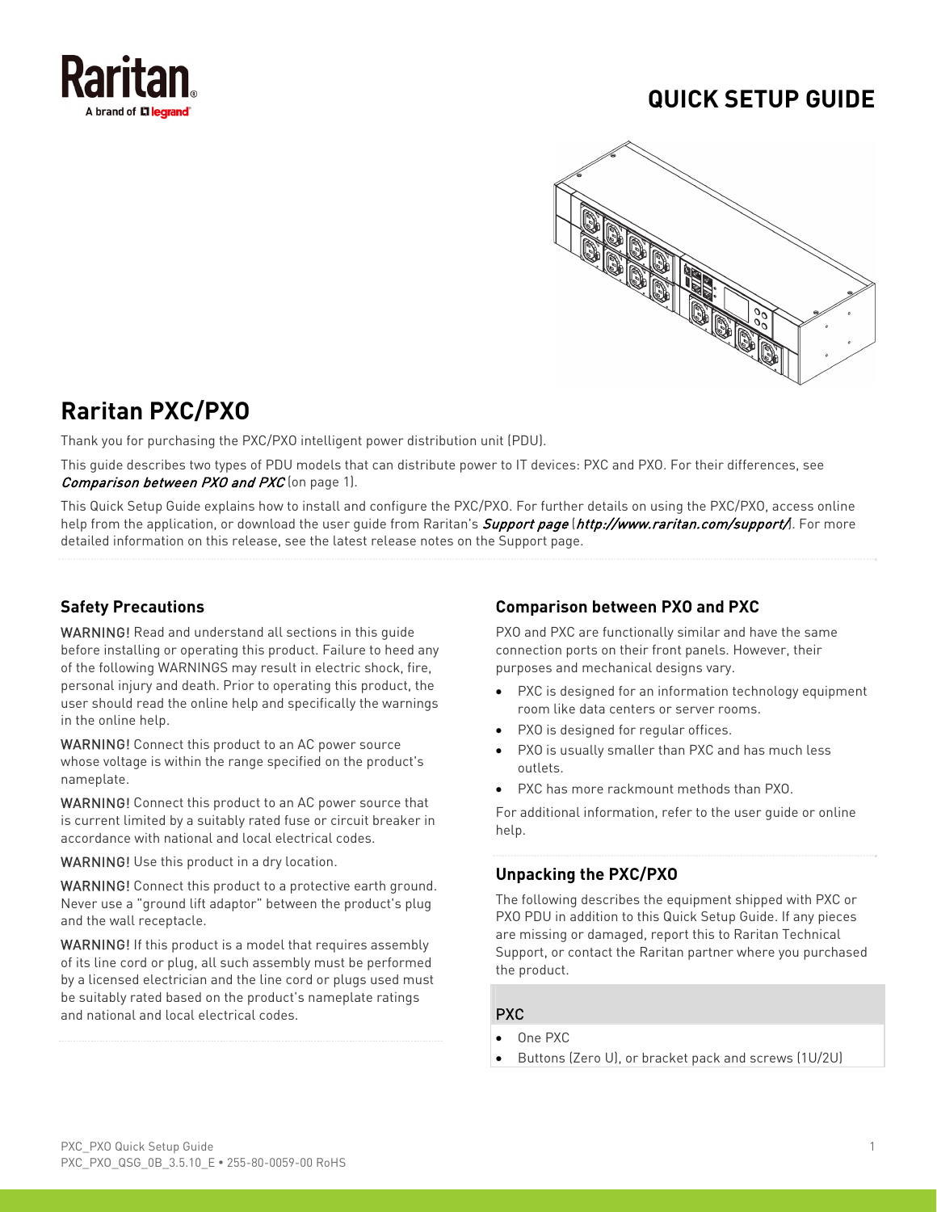# QUICK SETUP GUIDE

## Raritan PXC/PXO

Thank you for purchasing the PXC/PXO intelligent power distribution unit (PDU).

This guide describes two types of PDU models that can distribute power to IT devices: PXC and PXO. For their differences, see *Comparison between PXO and PXC* (on page 1).

This Quick Setup Guide explains how to install and configure the PXC/PXO. For further details on using the PXC/PXO, access online help from the application, or download the user guide from Raritan's *Support page* (*http://www.raritan.com/support/*). For more detailed information on this release, see the latest release notes on the Support page.

### Safety Precautions

WARNING! Read and understand all sections in this guide before installing or operating this product. Failure to heed any of the following WARNINGS may result in electric shock, fire, personal injury and death. Prior to operating this product, the user should read the online help and specifically the warnings in the online help.

WARNING! Connect this product to an AC power source whose voltage is within the range specified on the product's nameplate.

WARNING! Connect this product to an AC power source that is current limited by a suitably rated fuse or circuit breaker in accordance with national and local electrical codes.

WARNING! Use this product in a dry location.

WARNING! Connect this product to a protective earth ground. Never use a "ground lift adaptor" between the product's plug and the wall receptacle.

WARNING! If this product is a model that requires assembly of its line cord or plug, all such assembly must be performed by a licensed electrician and the line cord or plugs used must be suitably rated based on the product's nameplate ratings and national and local electrical codes.

### Comparison between PXO and PXC

PXO and PXC are functionally similar and have the same connection ports on their front panels. However, their purposes and mechanical designs vary.

- PXC is designed for an information technology equipment room like data centers or server rooms.
- PXO is designed for regular offices.
- PXO is usually smaller than PXC and has much less outlets.
- PXC has more rackmount methods than PXO.

For additional information, refer to the user guide or online help.

### Unpacking the PXC/PXO

The following describes the equipment shipped with PXC or PXO PDU in addition to this Quick Setup Guide. If any pieces are missing or damaged, report this to Raritan Technical Support, or contact the Raritan partner where you purchased the product.

**PXC**

- One PXC
- Buttons (Zero U), or bracket pack and screws (1U/2U)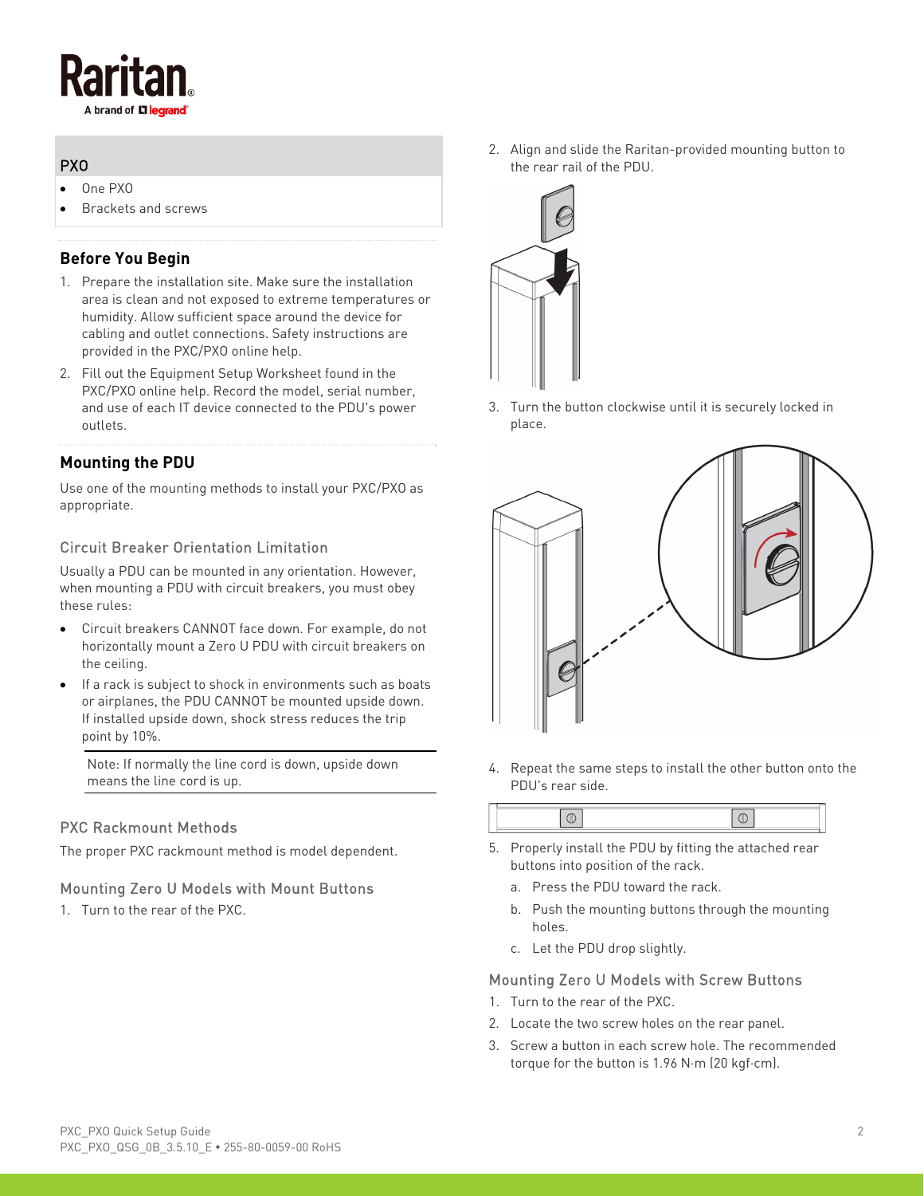| PXO |
|---|
| • One PXO<br>• Brackets and screws |

## Before You Begin

1. Prepare the installation site. Make sure the installation area is clean and not exposed to extreme temperatures or humidity. Allow sufficient space around the device for cabling and outlet connections. Safety instructions are provided in the PXC/PXO online help.
2. Fill out the Equipment Setup Worksheet found in the PXC/PXO online help. Record the model, serial number, and use of each IT device connected to the PDU's power outlets.

## Mounting the PDU

Use one of the mounting methods to install your PXC/PXO as appropriate.

### Circuit Breaker Orientation Limitation

Usually a PDU can be mounted in any orientation. However, when mounting a PDU with circuit breakers, you must obey these rules:

- Circuit breakers CANNOT face down. For example, do not horizontally mount a Zero U PDU with circuit breakers on the ceiling.
- If a rack is subject to shock in environments such as boats or airplanes, the PDU CANNOT be mounted upside down. If installed upside down, shock stress reduces the trip point by 10%.

> Note: If normally the line cord is down, upside down means the line cord is up.

### PXC Rackmount Methods

The proper PXC rackmount method is model dependent.

### Mounting Zero U Models with Mount Buttons

1. Turn to the rear of the PXC.
2. Align and slide the Raritan-provided mounting button to the rear rail of the PDU.
3. Turn the button clockwise until it is securely locked in place.
4. Repeat the same steps to install the other button onto the PDU's rear side.
5. Properly install the PDU by fitting the attached rear buttons into position of the rack.
   a. Press the PDU toward the rack.
   b. Push the mounting buttons through the mounting holes.
   c. Let the PDU drop slightly.

### Mounting Zero U Models with Screw Buttons

1. Turn to the rear of the PXC.
2. Locate the two screw holes on the rear panel.
3. Screw a button in each screw hole. The recommended torque for the button is 1.96 N·m (20 kgf·cm).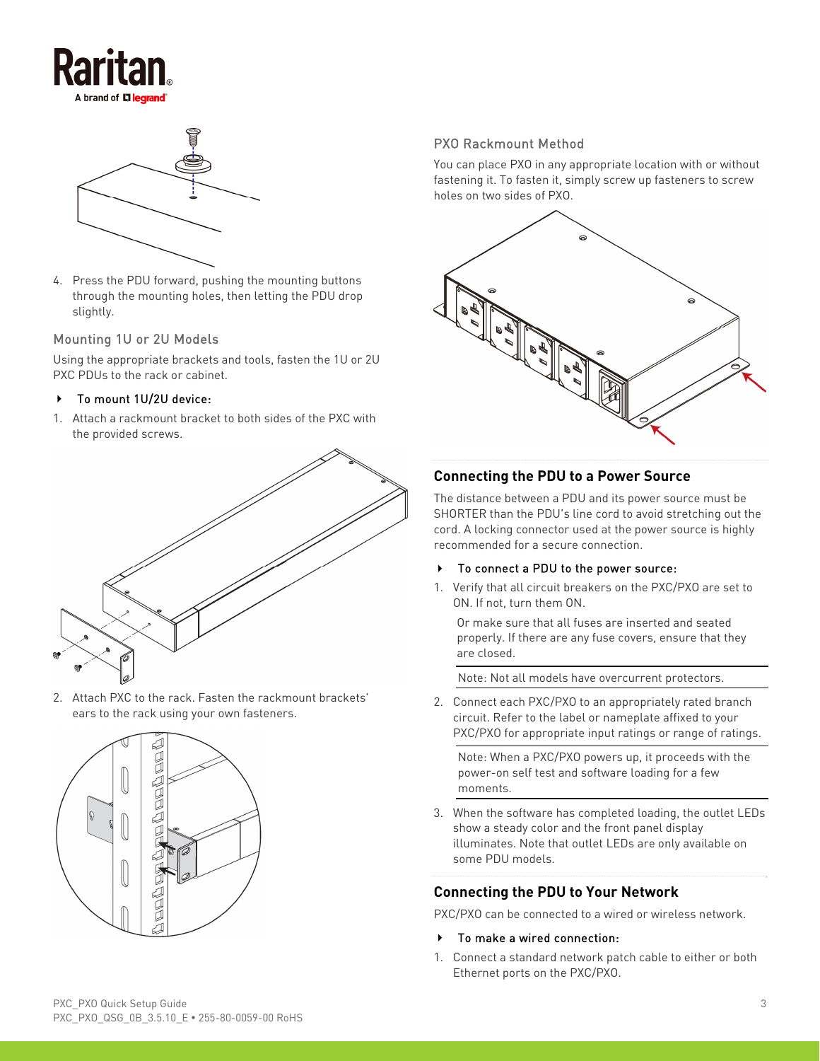4. Press the PDU forward, pushing the mounting buttons through the mounting holes, then letting the PDU drop slightly.

### Mounting 1U or 2U Models

Using the appropriate brackets and tools, fasten the 1U or 2U PXC PDUs to the rack or cabinet.

- To mount 1U/2U device:

1. Attach a rackmount bracket to both sides of the PXC with the provided screws.
2. Attach PXC to the rack. Fasten the rackmount brackets' ears to the rack using your own fasteners.

### PXO Rackmount Method

You can place PXO in any appropriate location with or without fastening it. To fasten it, simply screw up fasteners to screw holes on two sides of PXO.

## Connecting the PDU to a Power Source

The distance between a PDU and its power source must be SHORTER than the PDU's line cord to avoid stretching out the cord. A locking connector used at the power source is highly recommended for a secure connection.

- To connect a PDU to the power source:

1. Verify that all circuit breakers on the PXC/PXO are set to ON. If not, turn them ON.

   Or make sure that all fuses are inserted and seated properly. If there are any fuse covers, ensure that they are closed.

   Note: Not all models have overcurrent protectors.

2. Connect each PXC/PXO to an appropriately rated branch circuit. Refer to the label or nameplate affixed to your PXC/PXO for appropriate input ratings or range of ratings.

   Note: When a PXC/PXO powers up, it proceeds with the power-on self test and software loading for a few moments.

3. When the software has completed loading, the outlet LEDs show a steady color and the front panel display illuminates. Note that outlet LEDs are only available on some PDU models.

## Connecting the PDU to Your Network

PXC/PXO can be connected to a wired or wireless network.

- To make a wired connection:

1. Connect a standard network patch cable to either or both Ethernet ports on the PXC/PXO.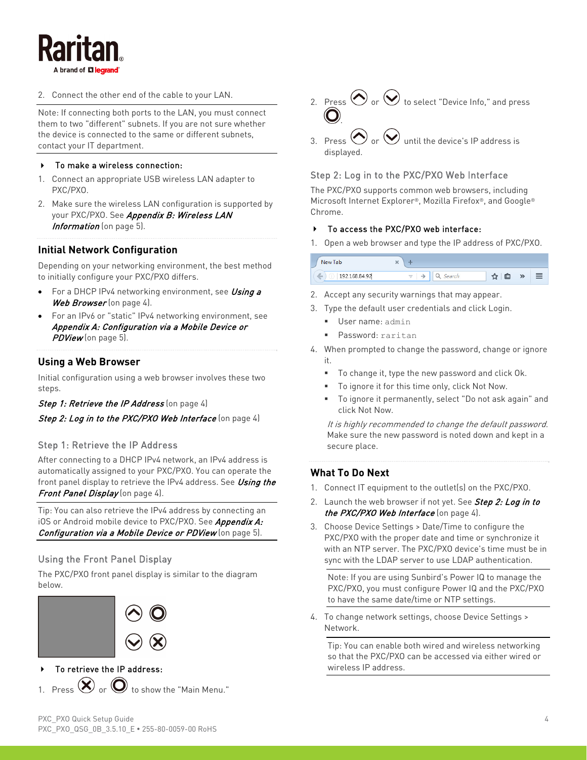2. Connect the other end of the cable to your LAN.

Note: If connecting both ports to the LAN, you must connect them to two "different" subnets. If you are not sure whether the device is connected to the same or different subnets, contact your IT department.

- **To make a wireless connection:**

1. Connect an appropriate USB wireless LAN adapter to PXC/PXO.
2. Make sure the wireless LAN configuration is supported by your PXC/PXO. See ***Appendix B: Wireless LAN Information*** (on page 5).

## Initial Network Configuration

Depending on your networking environment, the best method to initially configure your PXC/PXO differs.

- For a DHCP IPv4 networking environment, see ***Using a Web Browser*** (on page 4).
- For an IPv6 or "static" IPv4 networking environment, see ***Appendix A: Configuration via a Mobile Device or PDView*** (on page 5).

## Using a Web Browser

Initial configuration using a web browser involves these two steps.

***Step 1: Retrieve the IP Address*** (on page 4)

***Step 2: Log in to the PXC/PXO Web Interface*** (on page 4)

### Step 1: Retrieve the IP Address

After connecting to a DHCP IPv4 network, an IPv4 address is automatically assigned to your PXC/PXO. You can operate the front panel display to retrieve the IPv4 address. See ***Using the Front Panel Display*** (on page 4).

Tip: You can also retrieve the IPv4 address by connecting an iOS or Android mobile device to PXC/PXO. See ***Appendix A: Configuration via a Mobile Device or PDView*** (on page 5).

### Using the Front Panel Display

The PXC/PXO front panel display is similar to the diagram below.

- **To retrieve the IP address:**

1. Press ⊗ or ◎ to show the "Main Menu."
2. Press ⌃ or ⌄ to select "Device Info," and press ◎.
3. Press ⌃ or ⌄ until the device's IP address is displayed.

### Step 2: Log in to the PXC/PXO Web Interface

The PXC/PXO supports common web browsers, including Microsoft Internet Explorer®, Mozilla Firefox®, and Google® Chrome.

- **To access the PXC/PXO web interface:**

1. Open a web browser and type the IP address of PXC/PXO.
2. Accept any security warnings that may appear.
3. Type the default user credentials and click Login.
   - User name: `admin`
   - Password: `raritan`
4. When prompted to change the password, change or ignore it.
   - To change it, type the new password and click Ok.
   - To ignore it for this time only, click Not Now.
   - To ignore it permanently, select "Do not ask again" and click Not Now.

   *It is highly recommended to change the default password.* Make sure the new password is noted down and kept in a secure place.

## What To Do Next

1. Connect IT equipment to the outlet(s) on the PXC/PXO.
2. Launch the web browser if not yet. See ***Step 2: Log in to the PXC/PXO Web Interface*** (on page 4).
3. Choose Device Settings > Date/Time to configure the PXC/PXO with the proper date and time or synchronize it with an NTP server. The PXC/PXO device's time must be in sync with the LDAP server to use LDAP authentication.

   Note: If you are using Sunbird's Power IQ to manage the PXC/PXO, you must configure Power IQ and the PXC/PXO to have the same date/time or NTP settings.

4. To change network settings, choose Device Settings > Network.

   Tip: You can enable both wired and wireless networking so that the PXC/PXO can be accessed via either wired or wireless IP address.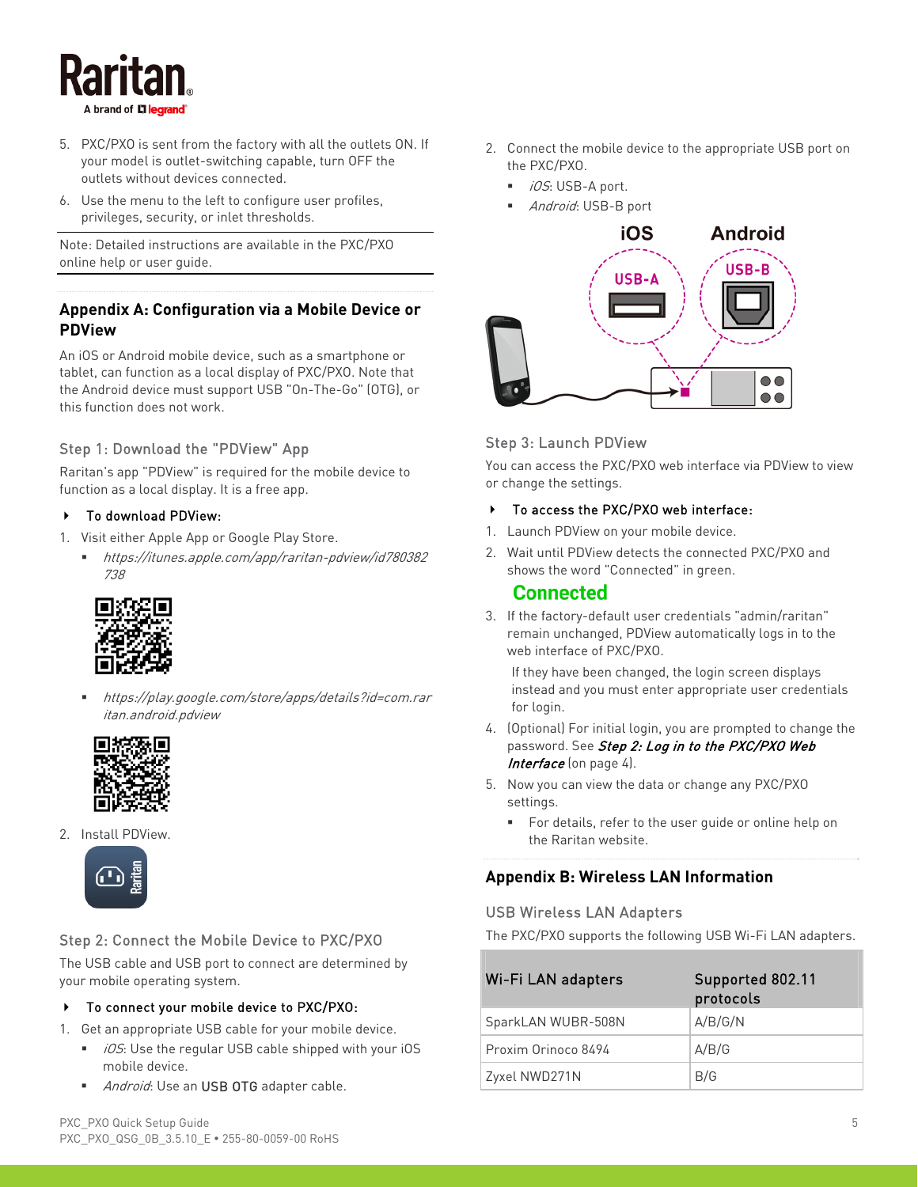5. PXC/PXO is sent from the factory with all the outlets ON. If your model is outlet-switching capable, turn OFF the outlets without devices connected.
6. Use the menu to the left to configure user profiles, privileges, security, or inlet thresholds.

Note: Detailed instructions are available in the PXC/PXO online help or user guide.

## Appendix A: Configuration via a Mobile Device or PDView

An iOS or Android mobile device, such as a smartphone or tablet, can function as a local display of PXC/PXO. Note that the Android device must support USB "On-The-Go" (OTG), or this function does not work.

### Step 1: Download the "PDView" App

Raritan's app "PDView" is required for the mobile device to function as a local display. It is a free app.

- **To download PDView:**

1. Visit either Apple App or Google Play Store.
   - *https://itunes.apple.com/app/raritan-pdview/id780382738*
   - *https://play.google.com/store/apps/details?id=com.raritan.android.pdview*
2. Install PDView.

### Step 2: Connect the Mobile Device to PXC/PXO

The USB cable and USB port to connect are determined by your mobile operating system.

- **To connect your mobile device to PXC/PXO:**

1. Get an appropriate USB cable for your mobile device.
   - *iOS*: Use the regular USB cable shipped with your iOS mobile device.
   - *Android*: Use an USB OTG adapter cable.
2. Connect the mobile device to the appropriate USB port on the PXC/PXO.
   - *iOS*: USB-A port.
   - *Android*: USB-B port

### Step 3: Launch PDView

You can access the PXC/PXO web interface via PDView to view or change the settings.

- **To access the PXC/PXO web interface:**

1. Launch PDView on your mobile device.
2. Wait until PDView detects the connected PXC/PXO and shows the word "Connected" in green.

   **Connected**

3. If the factory-default user credentials "admin/raritan" remain unchanged, PDView automatically logs in to the web interface of PXC/PXO.

   If they have been changed, the login screen displays instead and you must enter appropriate user credentials for login.

4. (Optional) For initial login, you are prompted to change the password. See ***Step 2: Log in to the PXC/PXO Web Interface*** (on page 4).
5. Now you can view the data or change any PXC/PXO settings.
   - For details, refer to the user guide or online help on the Raritan website.

## Appendix B: Wireless LAN Information

### USB Wireless LAN Adapters

The PXC/PXO supports the following USB Wi-Fi LAN adapters.

| Wi-Fi LAN adapters | Supported 802.11 protocols |
|---|---|
| SparkLAN WUBR-508N | A/B/G/N |
| Proxim Orinoco 8494 | A/B/G |
| Zyxel NWD271N | B/G |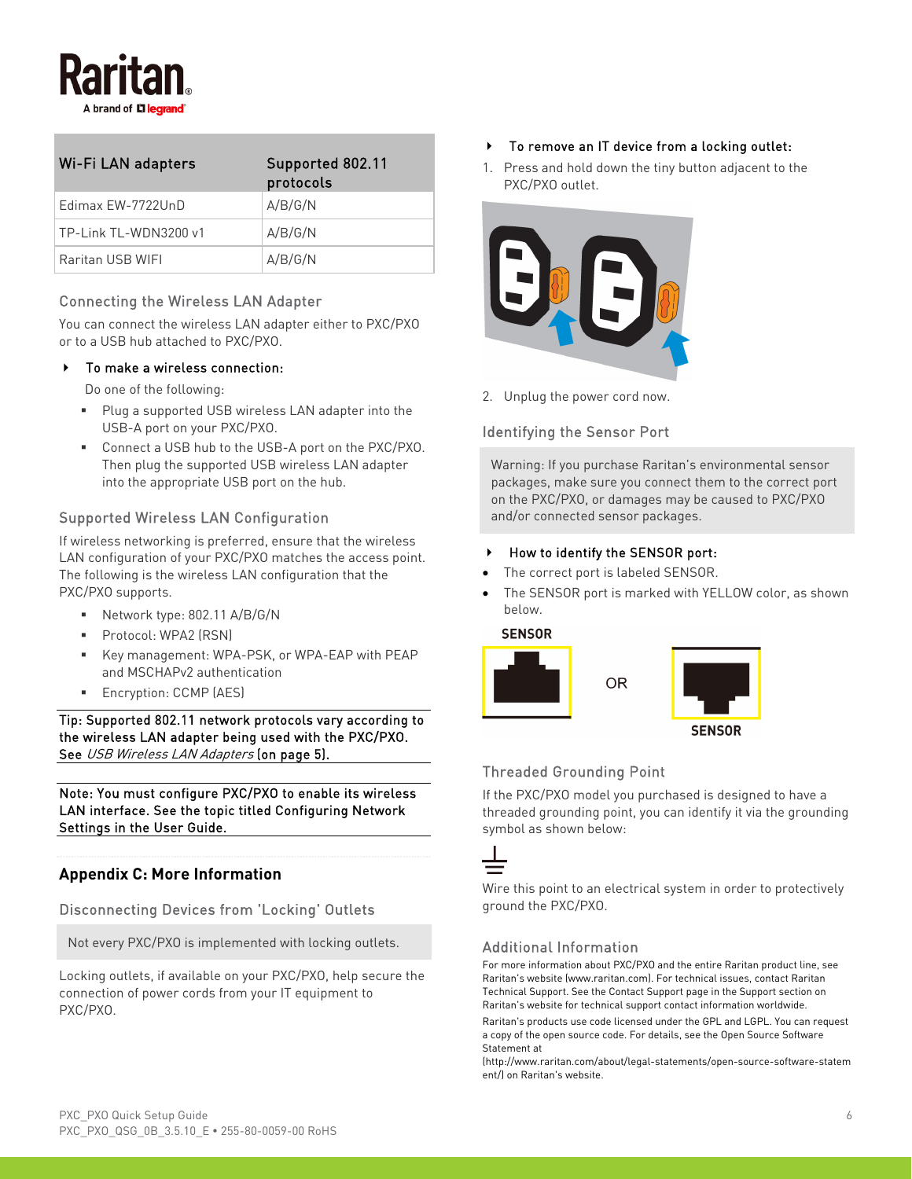| Wi-Fi LAN adapters | Supported 802.11 protocols |
|---|---|
| Edimax EW-7722UnD | A/B/G/N |
| TP-Link TL-WDN3200 v1 | A/B/G/N |
| Raritan USB WIFI | A/B/G/N |

### Connecting the Wireless LAN Adapter

You can connect the wireless LAN adapter either to PXC/PXO or to a USB hub attached to PXC/PXO.

- **To make a wireless connection:**

Do one of the following:

- Plug a supported USB wireless LAN adapter into the USB-A port on your PXC/PXO.
- Connect a USB hub to the USB-A port on the PXC/PXO. Then plug the supported USB wireless LAN adapter into the appropriate USB port on the hub.

### Supported Wireless LAN Configuration

If wireless networking is preferred, ensure that the wireless LAN configuration of your PXC/PXO matches the access point. The following is the wireless LAN configuration that the PXC/PXO supports.

- Network type: 802.11 A/B/G/N
- Protocol: WPA2 (RSN)
- Key management: WPA-PSK, or WPA-EAP with PEAP and MSCHAPv2 authentication
- Encryption: CCMP (AES)

Tip: Supported 802.11 network protocols vary according to the wireless LAN adapter being used with the PXC/PXO. See *USB Wireless LAN Adapters* (on page 5).

Note: You must configure PXC/PXO to enable its wireless LAN interface. See the topic titled Configuring Network Settings in the User Guide.

## Appendix C: More Information

### Disconnecting Devices from 'Locking' Outlets

Not every PXC/PXO is implemented with locking outlets.

Locking outlets, if available on your PXC/PXO, help secure the connection of power cords from your IT equipment to PXC/PXO.

- **To remove an IT device from a locking outlet:**

1. Press and hold down the tiny button adjacent to the PXC/PXO outlet.
2. Unplug the power cord now.

### Identifying the Sensor Port

Warning: If you purchase Raritan's environmental sensor packages, make sure you connect them to the correct port on the PXC/PXO, or damages may be caused to PXC/PXO and/or connected sensor packages.

- **How to identify the SENSOR port:**

- The correct port is labeled SENSOR.
- The SENSOR port is marked with YELLOW color, as shown below.

SENSOR

OR

SENSOR

### Threaded Grounding Point

If the PXC/PXO model you purchased is designed to have a threaded grounding point, you can identify it via the grounding symbol as shown below:

Wire this point to an electrical system in order to protectively ground the PXC/PXO.

### Additional Information

For more information about PXC/PXO and the entire Raritan product line, see Raritan's website (www.raritan.com). For technical issues, contact Raritan Technical Support. See the Contact Support page in the Support section on Raritan's website for technical support contact information worldwide.

Raritan's products use code licensed under the GPL and LGPL. You can request a copy of the open source code. For details, see the Open Source Software Statement at (http://www.raritan.com/about/legal-statements/open-source-software-statement/) on Raritan's website.

PXC_PXO Quick Setup Guide
PXC_PXO_QSG_0B_3.5.10_E • 255-80-0059-00 RoHS